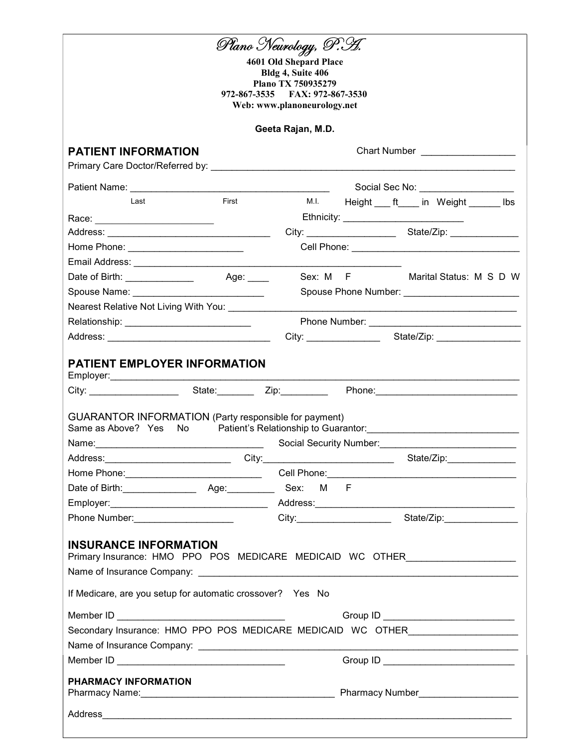# Plano Neurology, P.A.

**4601 Old Shepard Place**
**Bldg 4, Suite 406**
**Plano TX 750935279**
**972-867-3535 FAX: 972-867-3530**
**Web: www.planoneurology.net**

**Geeta Rajan, M.D.**

## PATIENT INFORMATION

Chart Number ________________

Primary Care Doctor/Referred by: ______________________________________________

Patient Name: ____________________________________ Social Sec No: ________________
Last First M.I. Height ___ ft____ in Weight ______ lbs

Race: ______________________ Ethnicity: ______________________

Address: ______________________________ City: ________________ State/Zip: ____________

Home Phone: _____________________ Cell Phone: ______________________________

Email Address: ______________________________________________________

Date of Birth: ____________ Age: ____ Sex: M F Marital Status: M S D W

Spouse Name: ________________________ Spouse Phone Number: _____________________

Nearest Relative Not Living With You: ______________________________________________

Relationship: _______________________ Phone Number: ____________________________

Address: ______________________________ City: _____________ State/Zip: _______________

## PATIENT EMPLOYER INFORMATION

Employer:____________________________________________________________________

City: ________________ State:_______ Zip:_________ Phone:__________________________

## GUARANTOR INFORMATION (Party responsible for payment)

Same as Above? Yes No Patient's Relationship to Guarantor:_____________________________

Name:________________________________ Social Security Number:_________________________

Address:_________________________ City:________________________ State/Zip:_____________

Home Phone:_________________________ Cell Phone:____________________________________

Date of Birth:______________ Age:_________ Sex: M F

Employer:______________________________ Address:_____________________________________

Phone Number:___________________ City:__________________ State/Zip:______________

## INSURANCE INFORMATION

Primary Insurance: HMO PPO POS MEDICARE MEDICAID WC OTHER____________________

Name of Insurance Company: ____________________________________________________________

If Medicare, are you setup for automatic crossover? Yes No

Member ID ______________________________ Group ID ________________________

Secondary Insurance: HMO PPO POS MEDICARE MEDICAID WC OTHER____________________

Name of Insurance Company: ____________________________________________________________

Member ID ______________________________ Group ID ________________________

### PHARMACY INFORMATION

Pharmacy Name:____________________________________ Pharmacy Number___________________

Address______________________________________________________________________________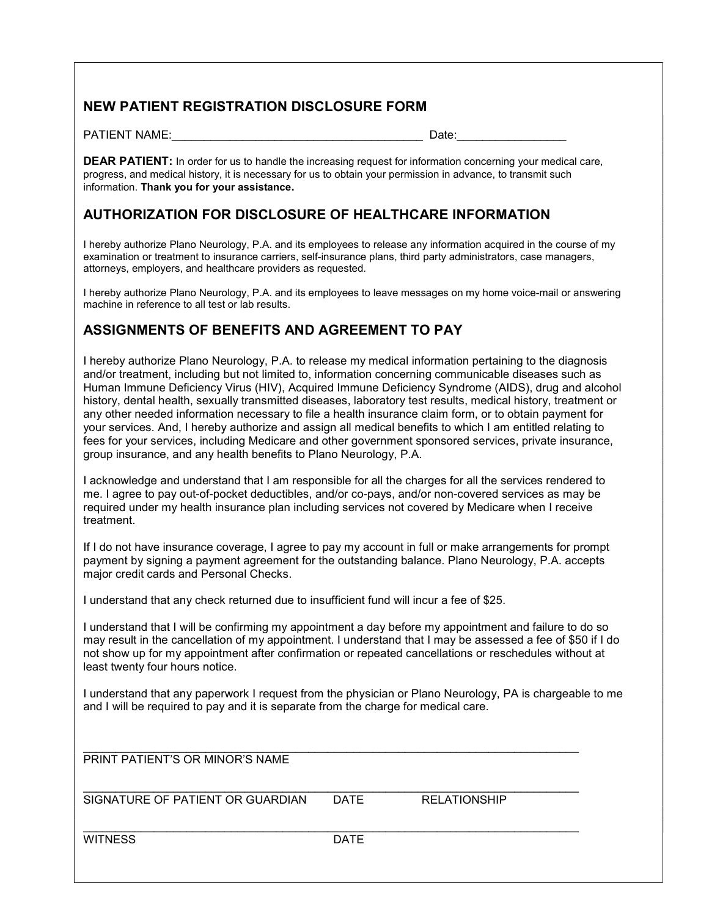## NEW PATIENT REGISTRATION DISCLOSURE FORM

PATIENT NAME:_______________________________________ Date:_________________

**DEAR PATIENT:** In order for us to handle the increasing request for information concerning your medical care, progress, and medical history, it is necessary for us to obtain your permission in advance, to transmit such information. **Thank you for your assistance.**

## AUTHORIZATION FOR DISCLOSURE OF HEALTHCARE INFORMATION

I hereby authorize Plano Neurology, P.A. and its employees to release any information acquired in the course of my examination or treatment to insurance carriers, self-insurance plans, third party administrators, case managers, attorneys, employers, and healthcare providers as requested.

I hereby authorize Plano Neurology, P.A. and its employees to leave messages on my home voice-mail or answering machine in reference to all test or lab results.

## ASSIGNMENTS OF BENEFITS AND AGREEMENT TO PAY

I hereby authorize Plano Neurology, P.A. to release my medical information pertaining to the diagnosis and/or treatment, including but not limited to, information concerning communicable diseases such as Human Immune Deficiency Virus (HIV), Acquired Immune Deficiency Syndrome (AIDS), drug and alcohol history, dental health, sexually transmitted diseases, laboratory test results, medical history, treatment or any other needed information necessary to file a health insurance claim form, or to obtain payment for your services. And, I hereby authorize and assign all medical benefits to which I am entitled relating to fees for your services, including Medicare and other government sponsored services, private insurance, group insurance, and any health benefits to Plano Neurology, P.A.

I acknowledge and understand that I am responsible for all the charges for all the services rendered to me. I agree to pay out-of-pocket deductibles, and/or co-pays, and/or non-covered services as may be required under my health insurance plan including services not covered by Medicare when I receive treatment.

If I do not have insurance coverage, I agree to pay my account in full or make arrangements for prompt payment by signing a payment agreement for the outstanding balance. Plano Neurology, P.A. accepts major credit cards and Personal Checks.

I understand that any check returned due to insufficient fund will incur a fee of $25.

I understand that I will be confirming my appointment a day before my appointment and failure to do so may result in the cancellation of my appointment. I understand that I may be assessed a fee of $50 if I do not show up for my appointment after confirmation or repeated cancellations or reschedules without at least twenty four hours notice.

I understand that any paperwork I request from the physician or Plano Neurology, PA is chargeable to me and I will be required to pay and it is separate from the charge for medical care.

_____________________________________________________________________________
PRINT PATIENT'S OR MINOR'S NAME

_____________________________________________________________________________
SIGNATURE OF PATIENT OR GUARDIAN DATE RELATIONSHIP

_____________________________________________________________________________
WITNESS DATE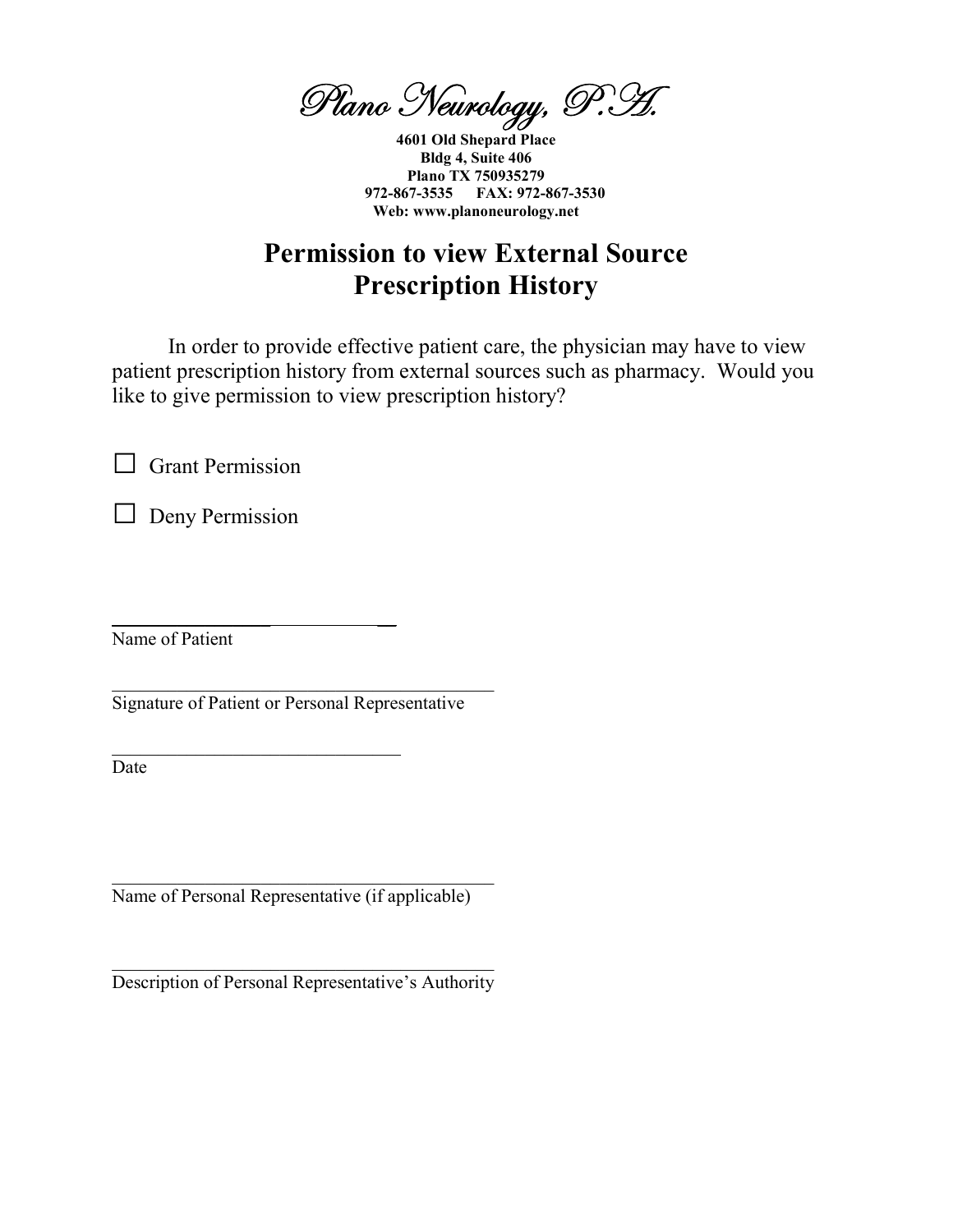*Plano Neurology, P.A.*

**4601 Old Shepard Place**
**Bldg 4, Suite 406**
**Plano TX 750935279**
**972-867-3535 FAX: 972-867-3530**
**Web: www.planoneurology.net**

# Permission to view External Source Prescription History

In order to provide effective patient care, the physician may have to view patient prescription history from external sources such as pharmacy. Would you like to give permission to view prescription history?

☐ Grant Permission

☐ Deny Permission

______________________________
Name of Patient

__________________________________________
Signature of Patient or Personal Representative

________________________________
Date

__________________________________________
Name of Personal Representative (if applicable)

__________________________________________
Description of Personal Representative's Authority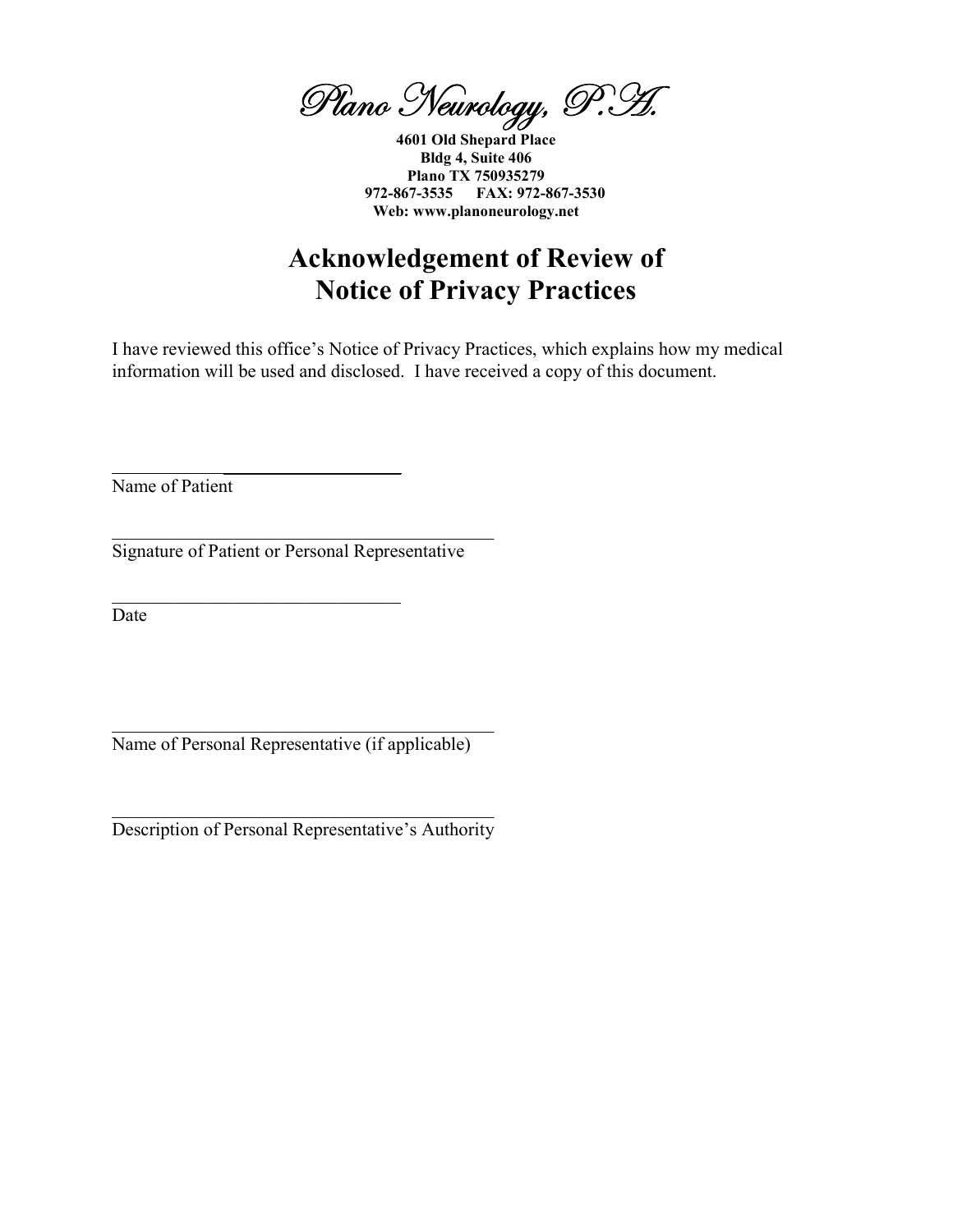Plano Neurology, P.A.

**4601 Old Shepard Place**
**Bldg 4, Suite 406**
**Plano TX 750935279**
**972-867-3535      FAX: 972-867-3530**
**Web: www.planoneurology.net**

# Acknowledgement of Review of Notice of Privacy Practices

I have reviewed this office's Notice of Privacy Practices, which explains how my medical information will be used and disclosed. I have received a copy of this document.

_______________________________
Name of Patient

_______________________________________
Signature of Patient or Personal Representative

_______________________________
Date

_______________________________________
Name of Personal Representative (if applicable)

_______________________________________
Description of Personal Representative's Authority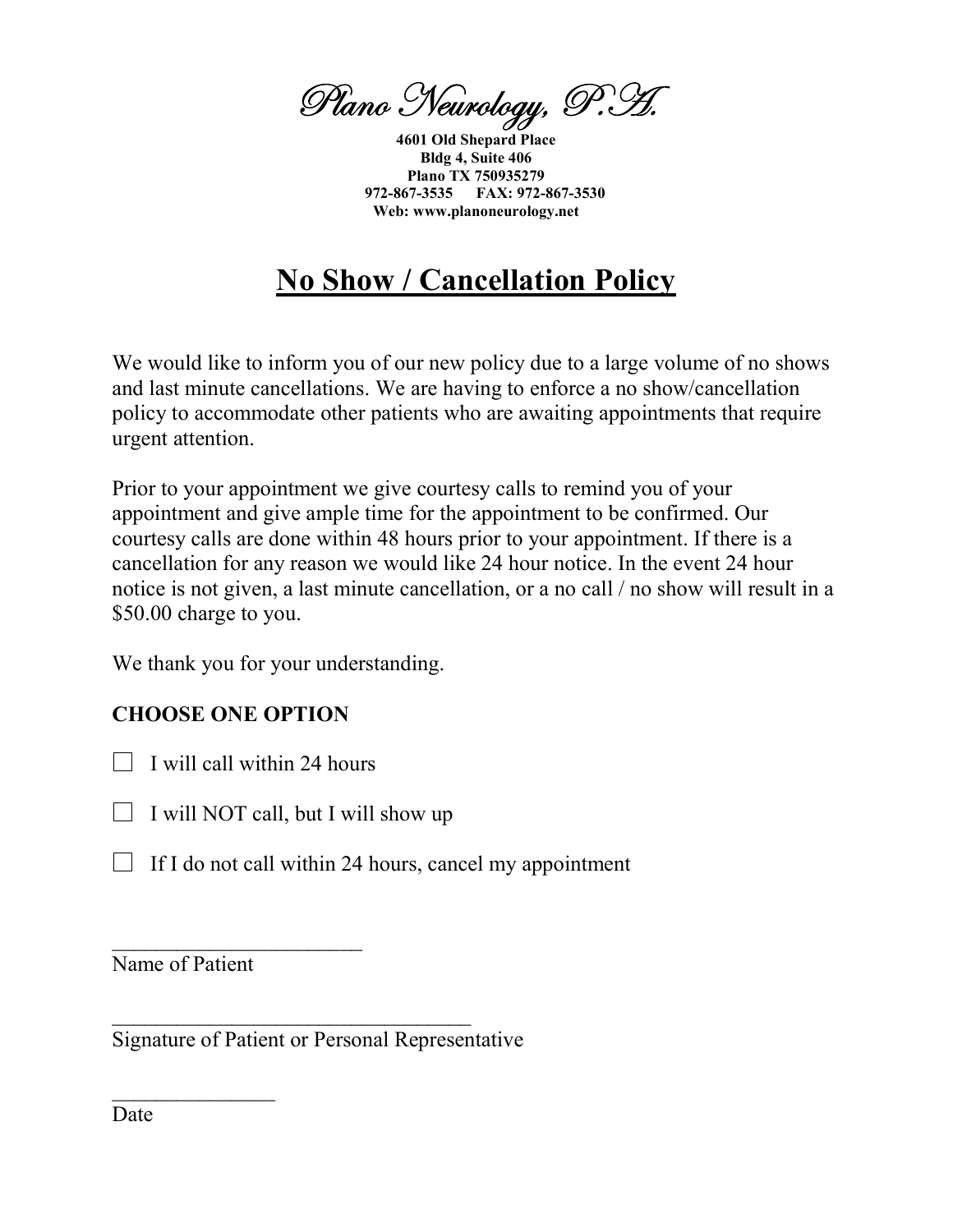# Plano Neurology, P.A.

**4601 Old Shepard Place**
**Bldg 4, Suite 406**
**Plano TX 750935279**
**972-867-3535 FAX: 972-867-3530**
**Web: www.planoneurology.net**

## No Show / Cancellation Policy

We would like to inform you of our new policy due to a large volume of no shows and last minute cancellations. We are having to enforce a no show/cancellation policy to accommodate other patients who are awaiting appointments that require urgent attention.

Prior to your appointment we give courtesy calls to remind you of your appointment and give ample time for the appointment to be confirmed. Our courtesy calls are done within 48 hours prior to your appointment. If there is a cancellation for any reason we would like 24 hour notice. In the event 24 hour notice is not given, a last minute cancellation, or a no call / no show will result in a $50.00 charge to you.

We thank you for your understanding.

**CHOOSE ONE OPTION**

☐ I will call within 24 hours

☐ I will NOT call, but I will show up

☐ If I do not call within 24 hours, cancel my appointment

________________________
Name of Patient

___________________________________
Signature of Patient or Personal Representative

________________
Date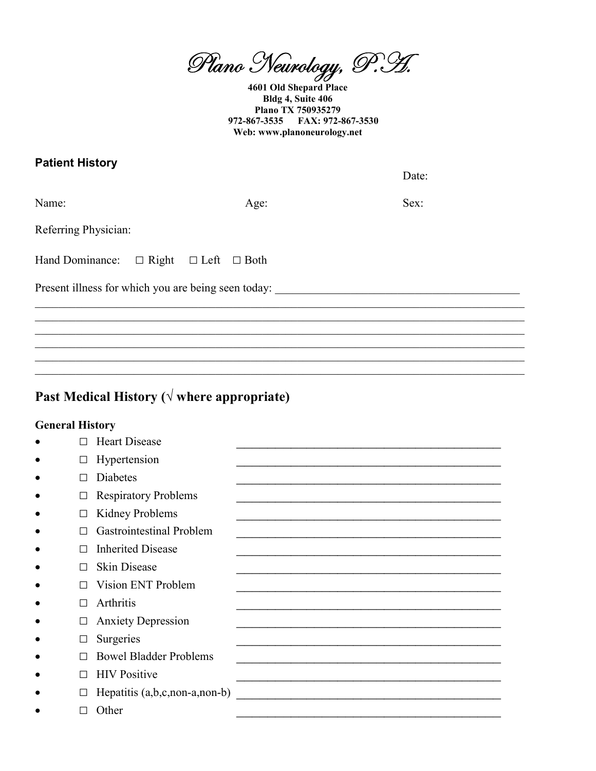# Plano Neurology, P.A.

**4601 Old Shepard Place**
**Bldg 4, Suite 406**
**Plano TX 750935279**
**972-867-3535 FAX: 972-867-3530**
**Web: www.planoneurology.net**

### Patient History

Date:

Name: Age: Sex:

Referring Physician:

Hand Dominance: ☐ Right ☐ Left ☐ Both

Present illness for which you are being seen today: ___________________________________________

______________________________________________________________________________________
______________________________________________________________________________________
______________________________________________________________________________________
______________________________________________________________________________________
______________________________________________________________________________________

## Past Medical History (√ where appropriate)

**General History**

- ☐ Heart Disease ______________________________________________
- ☐ Hypertension ______________________________________________
- ☐ Diabetes ______________________________________________
- ☐ Respiratory Problems ______________________________________________
- ☐ Kidney Problems ______________________________________________
- ☐ Gastrointestinal Problem ______________________________________________
- ☐ Inherited Disease ______________________________________________
- ☐ Skin Disease ______________________________________________
- ☐ Vision ENT Problem ______________________________________________
- ☐ Arthritis ______________________________________________
- ☐ Anxiety Depression ______________________________________________
- ☐ Surgeries ______________________________________________
- ☐ Bowel Bladder Problems ______________________________________________
- ☐ HIV Positive ______________________________________________
- ☐ Hepatitis (a,b,c,non-a,non-b) ______________________________________________
- ☐ Other ______________________________________________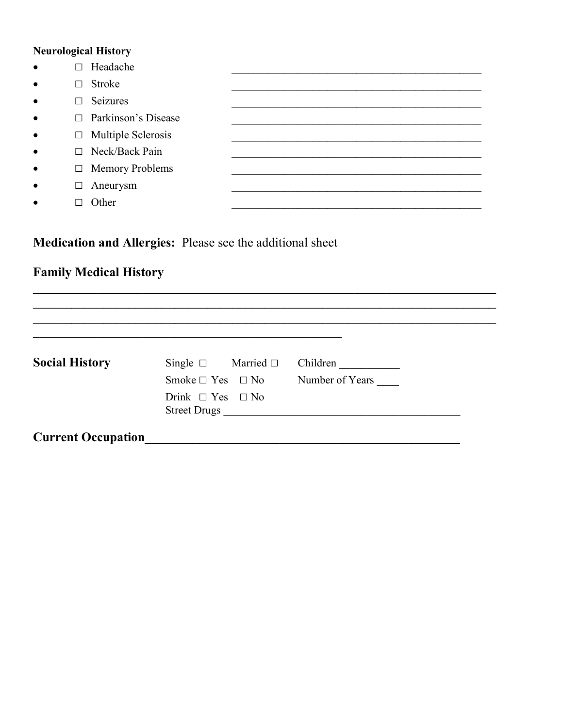**Neurological History**

- ☐ Headache ____________________________________________
- ☐ Stroke ____________________________________________
- ☐ Seizures ____________________________________________
- ☐ Parkinson's Disease ____________________________________________
- ☐ Multiple Sclerosis ____________________________________________
- ☐ Neck/Back Pain ____________________________________________
- ☐ Memory Problems ____________________________________________
- ☐ Aneurysm ____________________________________________
- ☐ Other ____________________________________________

**Medication and Allergies:** Please see the additional sheet

## Family Medical History

______________________________________________________________________
______________________________________________________________________
______________________________________________________________________
______________________________________________

**Social History**

Single ☐ Married ☐ Children ___________

Smoke ☐ Yes ☐ No Number of Years ____

Drink ☐ Yes ☐ No

Street Drugs __________________________________________

**Current Occupation**__________________________________________________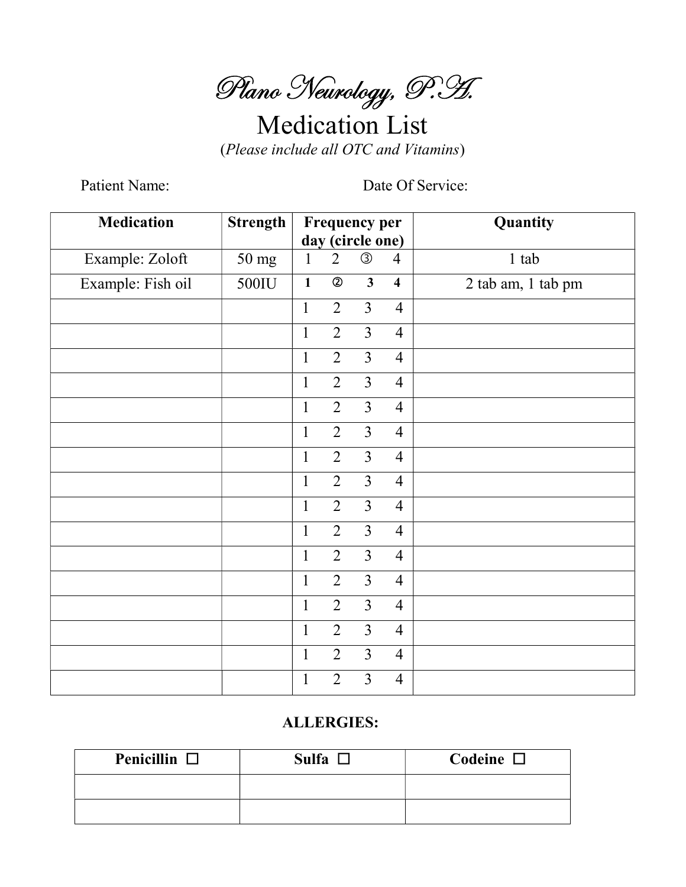# *Plano Neurology, P.A.*

## Medication List

(*Please include all OTC and Vitamins*)

Patient Name: Date Of Service:

| Medication | Strength | Frequency per day (circle one) | Quantity |
|---|---|---|---|
| Example: Zoloft | 50 mg | 1 2 ③ 4 | 1 tab |
| Example: Fish oil | 500IU | 1 ② 3 4 | 2 tab am, 1 tab pm |
| | | 1 2 3 4 | |
| | | 1 2 3 4 | |
| | | 1 2 3 4 | |
| | | 1 2 3 4 | |
| | | 1 2 3 4 | |
| | | 1 2 3 4 | |
| | | 1 2 3 4 | |
| | | 1 2 3 4 | |
| | | 1 2 3 4 | |
| | | 1 2 3 4 | |
| | | 1 2 3 4 | |
| | | 1 2 3 4 | |
| | | 1 2 3 4 | |
| | | 1 2 3 4 | |
| | | 1 2 3 4 | |
| | | 1 2 3 4 | |

**ALLERGIES:**

| Penicillin ☐ | Sulfa ☐ | Codeine ☐ |
|---|---|---|
| | | |
| | | |